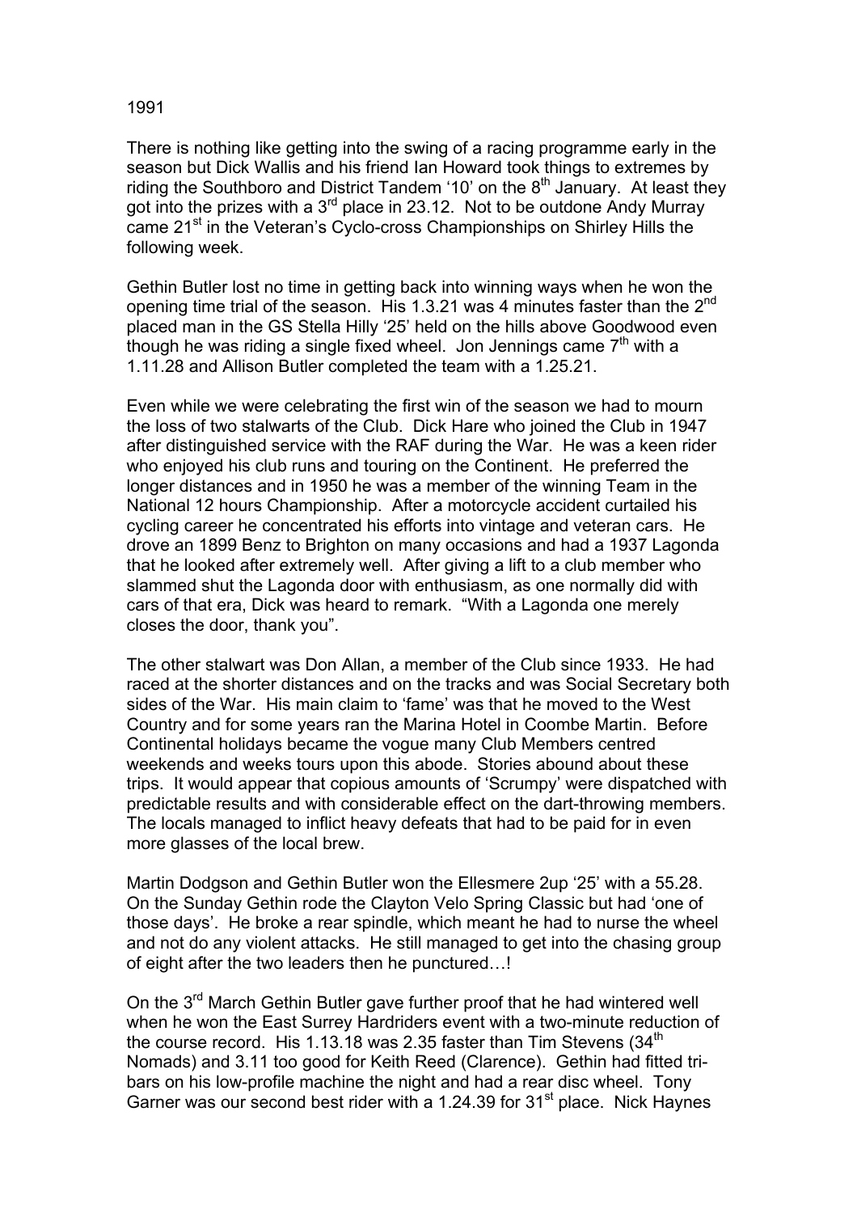1991

There is nothing like getting into the swing of a racing programme early in the season but Dick Wallis and his friend Ian Howard took things to extremes by riding the Southboro and District Tandem '10' on the 8th January. At least they got into the prizes with a 3rd place in 23.12. Not to be outdone Andy Murray came 21st in the Veteran's Cyclo-cross Championships on Shirley Hills the following week.

Gethin Butler lost no time in getting back into winning ways when he won the opening time trial of the season. His 1.3.21 was 4 minutes faster than the 2nd placed man in the GS Stella Hilly '25' held on the hills above Goodwood even though he was riding a single fixed wheel. Jon Jennings came 7th with a 1.11.28 and Allison Butler completed the team with a 1.25.21.

Even while we were celebrating the first win of the season we had to mourn the loss of two stalwarts of the Club. Dick Hare who joined the Club in 1947 after distinguished service with the RAF during the War. He was a keen rider who enjoyed his club runs and touring on the Continent. He preferred the longer distances and in 1950 he was a member of the winning Team in the National 12 hours Championship. After a motorcycle accident curtailed his cycling career he concentrated his efforts into vintage and veteran cars. He drove an 1899 Benz to Brighton on many occasions and had a 1937 Lagonda that he looked after extremely well. After giving a lift to a club member who slammed shut the Lagonda door with enthusiasm, as one normally did with cars of that era, Dick was heard to remark. "With a Lagonda one merely closes the door, thank you".

The other stalwart was Don Allan, a member of the Club since 1933. He had raced at the shorter distances and on the tracks and was Social Secretary both sides of the War. His main claim to 'fame' was that he moved to the West Country and for some years ran the Marina Hotel in Coombe Martin. Before Continental holidays became the vogue many Club Members centred weekends and weeks tours upon this abode. Stories abound about these trips. It would appear that copious amounts of 'Scrumpy' were dispatched with predictable results and with considerable effect on the dart-throwing members. The locals managed to inflict heavy defeats that had to be paid for in even more glasses of the local brew.

Martin Dodgson and Gethin Butler won the Ellesmere 2up '25' with a 55.28. On the Sunday Gethin rode the Clayton Velo Spring Classic but had 'one of those days'. He broke a rear spindle, which meant he had to nurse the wheel and not do any violent attacks. He still managed to get into the chasing group of eight after the two leaders then he punctured…!

On the 3rd March Gethin Butler gave further proof that he had wintered well when he won the East Surrey Hardriders event with a two-minute reduction of the course record. His 1.13.18 was 2.35 faster than Tim Stevens (34th Nomads) and 3.11 too good for Keith Reed (Clarence). Gethin had fitted tri-bars on his low-profile machine the night and had a rear disc wheel. Tony Garner was our second best rider with a 1.24.39 for 31st place. Nick Haynes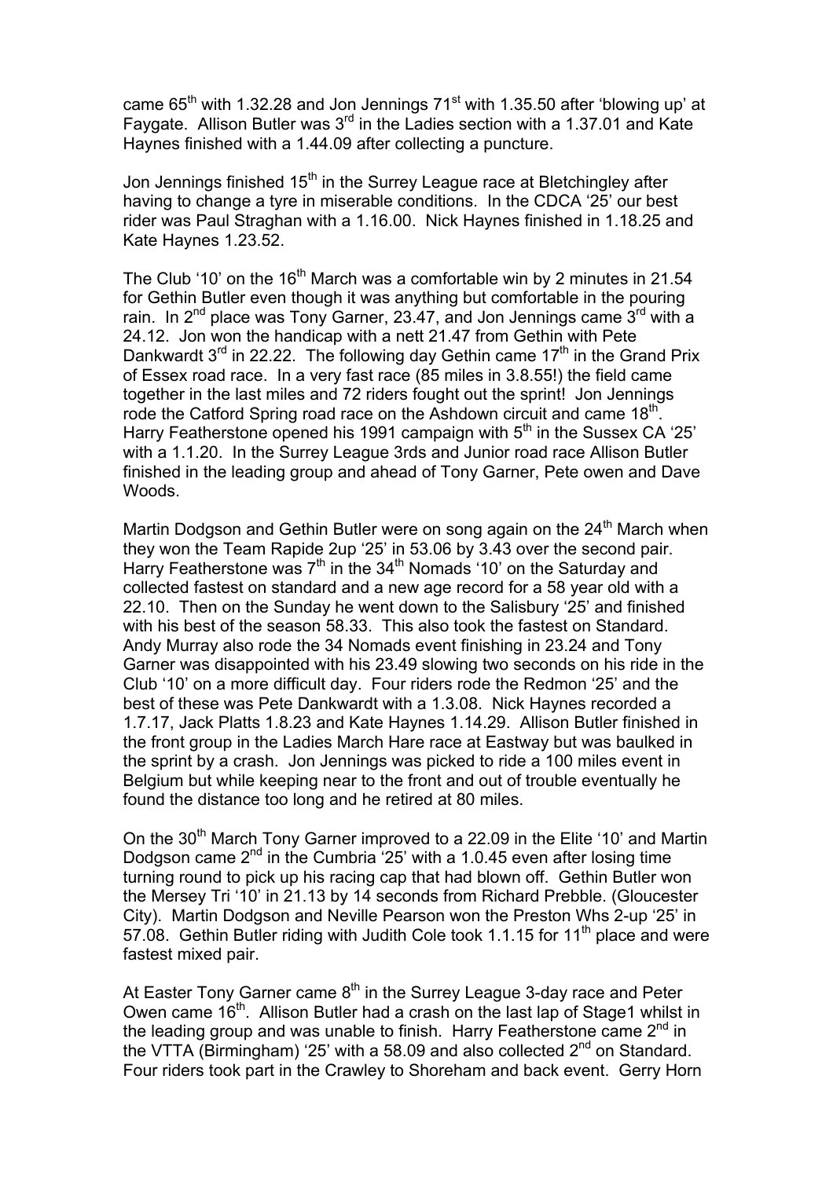came 65th with 1.32.28 and Jon Jennings 71st with 1.35.50 after 'blowing up' at Faygate. Allison Butler was 3rd in the Ladies section with a 1.37.01 and Kate Haynes finished with a 1.44.09 after collecting a puncture.

Jon Jennings finished 15th in the Surrey League race at Bletchingley after having to change a tyre in miserable conditions. In the CDCA '25' our best rider was Paul Straghan with a 1.16.00. Nick Haynes finished in 1.18.25 and Kate Haynes 1.23.52.

The Club '10' on the 16th March was a comfortable win by 2 minutes in 21.54 for Gethin Butler even though it was anything but comfortable in the pouring rain. In 2nd place was Tony Garner, 23.47, and Jon Jennings came 3rd with a 24.12. Jon won the handicap with a nett 21.47 from Gethin with Pete Dankwardt 3rd in 22.22. The following day Gethin came 17th in the Grand Prix of Essex road race. In a very fast race (85 miles in 3.8.55!) the field came together in the last miles and 72 riders fought out the sprint! Jon Jennings rode the Catford Spring road race on the Ashdown circuit and came 18th. Harry Featherstone opened his 1991 campaign with 5th in the Sussex CA '25' with a 1.1.20. In the Surrey League 3rds and Junior road race Allison Butler finished in the leading group and ahead of Tony Garner, Pete owen and Dave Woods.

Martin Dodgson and Gethin Butler were on song again on the 24th March when they won the Team Rapide 2up '25' in 53.06 by 3.43 over the second pair. Harry Featherstone was 7th in the 34th Nomads '10' on the Saturday and collected fastest on standard and a new age record for a 58 year old with a 22.10. Then on the Sunday he went down to the Salisbury '25' and finished with his best of the season 58.33. This also took the fastest on Standard. Andy Murray also rode the 34 Nomads event finishing in 23.24 and Tony Garner was disappointed with his 23.49 slowing two seconds on his ride in the Club '10' on a more difficult day. Four riders rode the Redmon '25' and the best of these was Pete Dankwardt with a 1.3.08. Nick Haynes recorded a 1.7.17, Jack Platts 1.8.23 and Kate Haynes 1.14.29. Allison Butler finished in the front group in the Ladies March Hare race at Eastway but was baulked in the sprint by a crash. Jon Jennings was picked to ride a 100 miles event in Belgium but while keeping near to the front and out of trouble eventually he found the distance too long and he retired at 80 miles.

On the 30th March Tony Garner improved to a 22.09 in the Elite '10' and Martin Dodgson came 2nd in the Cumbria '25' with a 1.0.45 even after losing time turning round to pick up his racing cap that had blown off. Gethin Butler won the Mersey Tri '10' in 21.13 by 14 seconds from Richard Prebble. (Gloucester City). Martin Dodgson and Neville Pearson won the Preston Whs 2-up '25' in 57.08. Gethin Butler riding with Judith Cole took 1.1.15 for 11th place and were fastest mixed pair.

At Easter Tony Garner came 8th in the Surrey League 3-day race and Peter Owen came 16th. Allison Butler had a crash on the last lap of Stage1 whilst in the leading group and was unable to finish. Harry Featherstone came 2nd in the VTTA (Birmingham) '25' with a 58.09 and also collected 2nd on Standard. Four riders took part in the Crawley to Shoreham and back event. Gerry Horn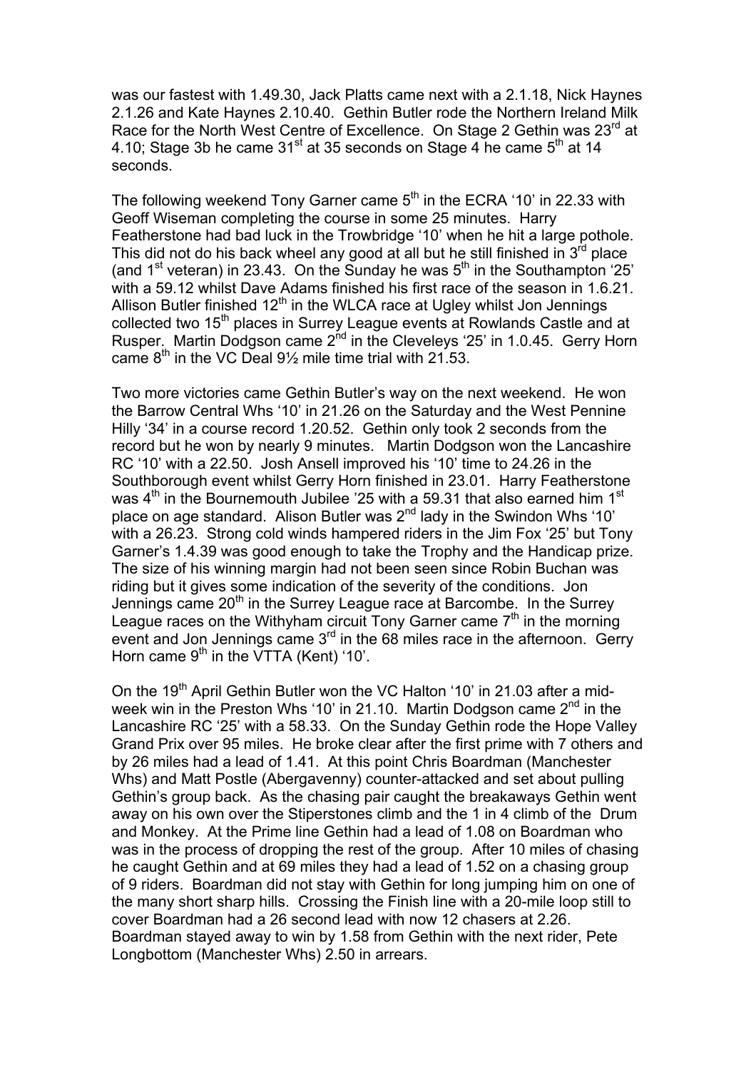was our fastest with 1.49.30, Jack Platts came next with a 2.1.18, Nick Haynes 2.1.26 and Kate Haynes 2.10.40. Gethin Butler rode the Northern Ireland Milk Race for the North West Centre of Excellence. On Stage 2 Gethin was 23rd at 4.10; Stage 3b he came 31st at 35 seconds on Stage 4 he came 5th at 14 seconds.

The following weekend Tony Garner came 5th in the ECRA '10' in 22.33 with Geoff Wiseman completing the course in some 25 minutes. Harry Featherstone had bad luck in the Trowbridge '10' when he hit a large pothole. This did not do his back wheel any good at all but he still finished in 3rd place (and 1st veteran) in 23.43. On the Sunday he was 5th in the Southampton '25' with a 59.12 whilst Dave Adams finished his first race of the season in 1.6.21. Allison Butler finished 12th in the WLCA race at Ugley whilst Jon Jennings collected two 15th places in Surrey League events at Rowlands Castle and at Rusper. Martin Dodgson came 2nd in the Cleveleys '25' in 1.0.45. Gerry Horn came 8th in the VC Deal 9½ mile time trial with 21.53.

Two more victories came Gethin Butler's way on the next weekend. He won the Barrow Central Whs '10' in 21.26 on the Saturday and the West Pennine Hilly '34' in a course record 1.20.52. Gethin only took 2 seconds from the record but he won by nearly 9 minutes. Martin Dodgson won the Lancashire RC '10' with a 22.50. Josh Ansell improved his '10' time to 24.26 in the Southborough event whilst Gerry Horn finished in 23.01. Harry Featherstone was 4th in the Bournemouth Jubilee '25 with a 59.31 that also earned him 1st place on age standard. Alison Butler was 2nd lady in the Swindon Whs '10' with a 26.23. Strong cold winds hampered riders in the Jim Fox '25' but Tony Garner's 1.4.39 was good enough to take the Trophy and the Handicap prize. The size of his winning margin had not been seen since Robin Buchan was riding but it gives some indication of the severity of the conditions. Jon Jennings came 20th in the Surrey League race at Barcombe. In the Surrey League races on the Withyham circuit Tony Garner came 7th in the morning event and Jon Jennings came 3rd in the 68 miles race in the afternoon. Gerry Horn came 9th in the VTTA (Kent) '10'.

On the 19th April Gethin Butler won the VC Halton '10' in 21.03 after a mid-week win in the Preston Whs '10' in 21.10. Martin Dodgson came 2nd in the Lancashire RC '25' with a 58.33. On the Sunday Gethin rode the Hope Valley Grand Prix over 95 miles. He broke clear after the first prime with 7 others and by 26 miles had a lead of 1.41. At this point Chris Boardman (Manchester Whs) and Matt Postle (Abergavenny) counter-attacked and set about pulling Gethin's group back. As the chasing pair caught the breakaways Gethin went away on his own over the Stiperstones climb and the 1 in 4 climb of the Drum and Monkey. At the Prime line Gethin had a lead of 1.08 on Boardman who was in the process of dropping the rest of the group. After 10 miles of chasing he caught Gethin and at 69 miles they had a lead of 1.52 on a chasing group of 9 riders. Boardman did not stay with Gethin for long jumping him on one of the many short sharp hills. Crossing the Finish line with a 20-mile loop still to cover Boardman had a 26 second lead with now 12 chasers at 2.26. Boardman stayed away to win by 1.58 from Gethin with the next rider, Pete Longbottom (Manchester Whs) 2.50 in arrears.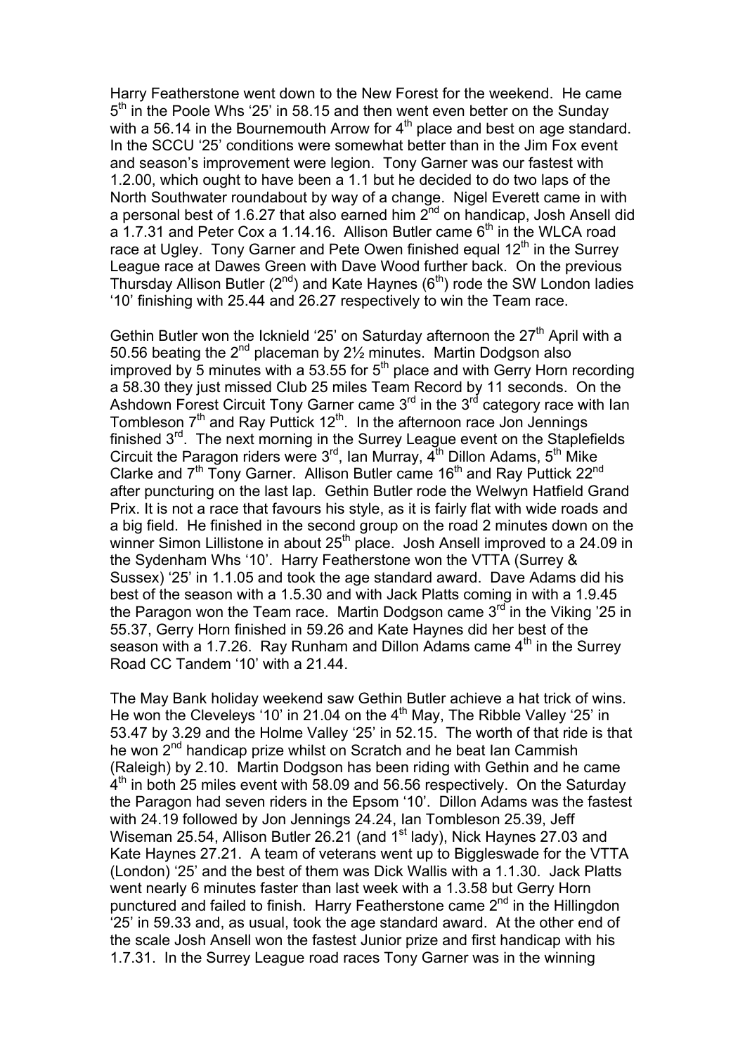Harry Featherstone went down to the New Forest for the weekend. He came 5th in the Poole Whs '25' in 58.15 and then went even better on the Sunday with a 56.14 in the Bournemouth Arrow for 4th place and best on age standard. In the SCCU '25' conditions were somewhat better than in the Jim Fox event and season's improvement were legion. Tony Garner was our fastest with 1.2.00, which ought to have been a 1.1 but he decided to do two laps of the North Southwater roundabout by way of a change. Nigel Everett came in with a personal best of 1.6.27 that also earned him 2nd on handicap, Josh Ansell did a 1.7.31 and Peter Cox a 1.14.16. Allison Butler came 6th in the WLCA road race at Ugley. Tony Garner and Pete Owen finished equal 12th in the Surrey League race at Dawes Green with Dave Wood further back. On the previous Thursday Allison Butler (2nd) and Kate Haynes (6th) rode the SW London ladies '10' finishing with 25.44 and 26.27 respectively to win the Team race.

Gethin Butler won the Icknield '25' on Saturday afternoon the 27th April with a 50.56 beating the 2nd placeman by 2½ minutes. Martin Dodgson also improved by 5 minutes with a 53.55 for 5th place and with Gerry Horn recording a 58.30 they just missed Club 25 miles Team Record by 11 seconds. On the Ashdown Forest Circuit Tony Garner came 3rd in the 3rd category race with Ian Tombleson 7th and Ray Puttick 12th. In the afternoon race Jon Jennings finished 3rd. The next morning in the Surrey League event on the Staplefields Circuit the Paragon riders were 3rd, Ian Murray, 4th Dillon Adams, 5th Mike Clarke and 7th Tony Garner. Allison Butler came 16th and Ray Puttick 22nd after puncturing on the last lap. Gethin Butler rode the Welwyn Hatfield Grand Prix. It is not a race that favours his style, as it is fairly flat with wide roads and a big field. He finished in the second group on the road 2 minutes down on the winner Simon Lillistone in about 25th place. Josh Ansell improved to a 24.09 in the Sydenham Whs '10'. Harry Featherstone won the VTTA (Surrey & Sussex) '25' in 1.1.05 and took the age standard award. Dave Adams did his best of the season with a 1.5.30 and with Jack Platts coming in with a 1.9.45 the Paragon won the Team race. Martin Dodgson came 3rd in the Viking '25 in 55.37, Gerry Horn finished in 59.26 and Kate Haynes did her best of the season with a 1.7.26. Ray Runham and Dillon Adams came 4th in the Surrey Road CC Tandem '10' with a 21.44.

The May Bank holiday weekend saw Gethin Butler achieve a hat trick of wins. He won the Cleveleys '10' in 21.04 on the 4th May, The Ribble Valley '25' in 53.47 by 3.29 and the Holme Valley '25' in 52.15. The worth of that ride is that he won 2nd handicap prize whilst on Scratch and he beat Ian Cammish (Raleigh) by 2.10. Martin Dodgson has been riding with Gethin and he came 4th in both 25 miles event with 58.09 and 56.56 respectively. On the Saturday the Paragon had seven riders in the Epsom '10'. Dillon Adams was the fastest with 24.19 followed by Jon Jennings 24.24, Ian Tombleson 25.39, Jeff Wiseman 25.54, Allison Butler 26.21 (and 1st lady), Nick Haynes 27.03 and Kate Haynes 27.21. A team of veterans went up to Biggleswade for the VTTA (London) '25' and the best of them was Dick Wallis with a 1.1.30. Jack Platts went nearly 6 minutes faster than last week with a 1.3.58 but Gerry Horn punctured and failed to finish. Harry Featherstone came 2nd in the Hillingdon '25' in 59.33 and, as usual, took the age standard award. At the other end of the scale Josh Ansell won the fastest Junior prize and first handicap with his 1.7.31. In the Surrey League road races Tony Garner was in the winning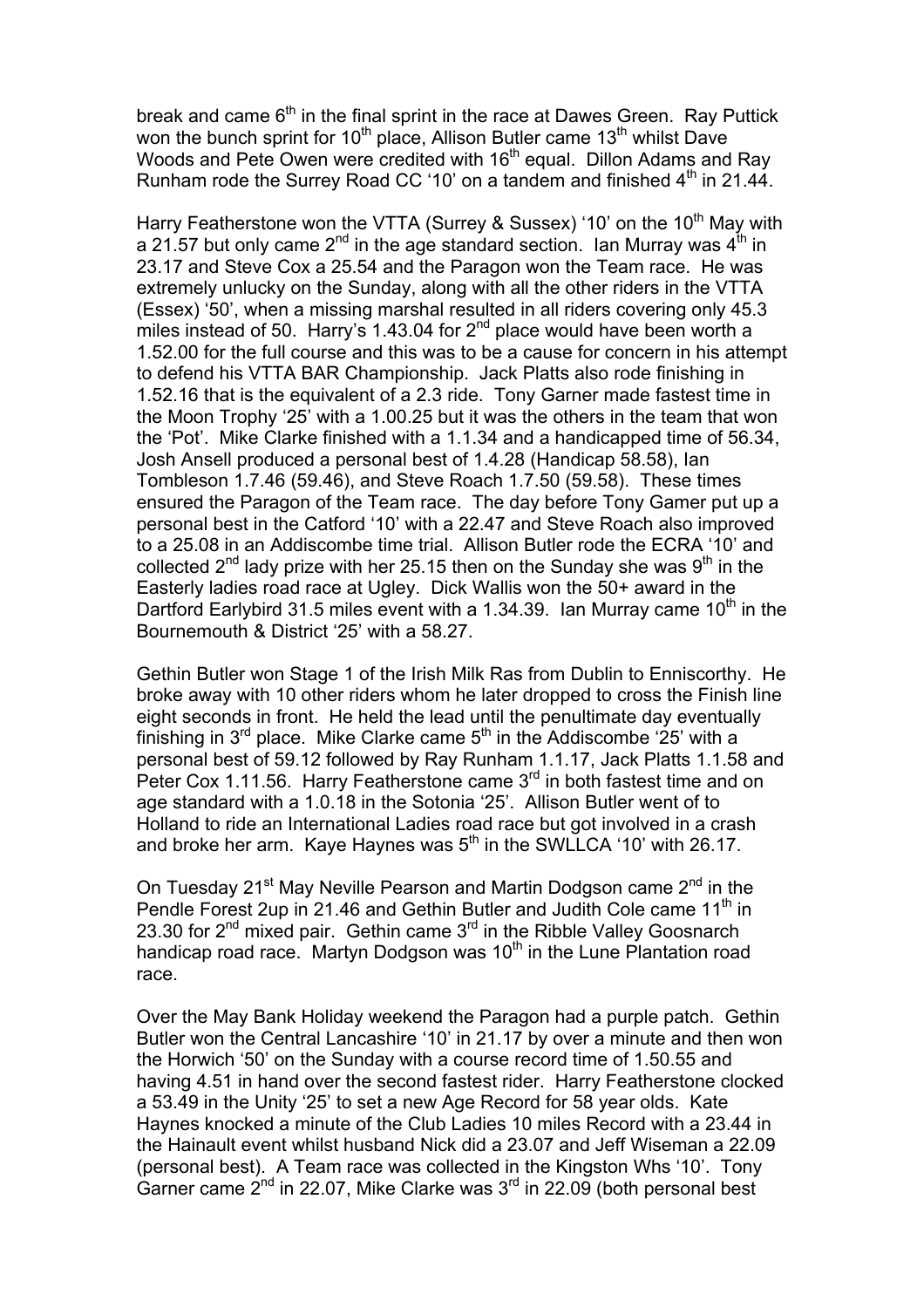break and came 6th in the final sprint in the race at Dawes Green. Ray Puttick won the bunch sprint for 10th place, Allison Butler came 13th whilst Dave Woods and Pete Owen were credited with 16th equal. Dillon Adams and Ray Runham rode the Surrey Road CC '10' on a tandem and finished 4th in 21.44.

Harry Featherstone won the VTTA (Surrey & Sussex) '10' on the 10th May with a 21.57 but only came 2nd in the age standard section. Ian Murray was 4th in 23.17 and Steve Cox a 25.54 and the Paragon won the Team race. He was extremely unlucky on the Sunday, along with all the other riders in the VTTA (Essex) '50', when a missing marshal resulted in all riders covering only 45.3 miles instead of 50. Harry's 1.43.04 for 2nd place would have been worth a 1.52.00 for the full course and this was to be a cause for concern in his attempt to defend his VTTA BAR Championship. Jack Platts also rode finishing in 1.52.16 that is the equivalent of a 2.3 ride. Tony Garner made fastest time in the Moon Trophy '25' with a 1.00.25 but it was the others in the team that won the 'Pot'. Mike Clarke finished with a 1.1.34 and a handicapped time of 56.34, Josh Ansell produced a personal best of 1.4.28 (Handicap 58.58), Ian Tombleson 1.7.46 (59.46), and Steve Roach 1.7.50 (59.58). These times ensured the Paragon of the Team race. The day before Tony Gamer put up a personal best in the Catford '10' with a 22.47 and Steve Roach also improved to a 25.08 in an Addiscombe time trial. Allison Butler rode the ECRA '10' and collected 2nd lady prize with her 25.15 then on the Sunday she was 9th in the Easterly ladies road race at Ugley. Dick Wallis won the 50+ award in the Dartford Earlybird 31.5 miles event with a 1.34.39. Ian Murray came 10th in the Bournemouth & District '25' with a 58.27.

Gethin Butler won Stage 1 of the Irish Milk Ras from Dublin to Enniscorthy. He broke away with 10 other riders whom he later dropped to cross the Finish line eight seconds in front. He held the lead until the penultimate day eventually finishing in 3rd place. Mike Clarke came 5th in the Addiscombe '25' with a personal best of 59.12 followed by Ray Runham 1.1.17, Jack Platts 1.1.58 and Peter Cox 1.11.56. Harry Featherstone came 3rd in both fastest time and on age standard with a 1.0.18 in the Sotonia '25'. Allison Butler went of to Holland to ride an International Ladies road race but got involved in a crash and broke her arm. Kaye Haynes was 5th in the SWLLCA '10' with 26.17.

On Tuesday 21st May Neville Pearson and Martin Dodgson came 2nd in the Pendle Forest 2up in 21.46 and Gethin Butler and Judith Cole came 11th in 23.30 for 2nd mixed pair. Gethin came 3rd in the Ribble Valley Goosnarch handicap road race. Martyn Dodgson was 10th in the Lune Plantation road race.

Over the May Bank Holiday weekend the Paragon had a purple patch. Gethin Butler won the Central Lancashire '10' in 21.17 by over a minute and then won the Horwich '50' on the Sunday with a course record time of 1.50.55 and having 4.51 in hand over the second fastest rider. Harry Featherstone clocked a 53.49 in the Unity '25' to set a new Age Record for 58 year olds. Kate Haynes knocked a minute of the Club Ladies 10 miles Record with a 23.44 in the Hainault event whilst husband Nick did a 23.07 and Jeff Wiseman a 22.09 (personal best). A Team race was collected in the Kingston Whs '10'. Tony Garner came 2nd in 22.07, Mike Clarke was 3rd in 22.09 (both personal best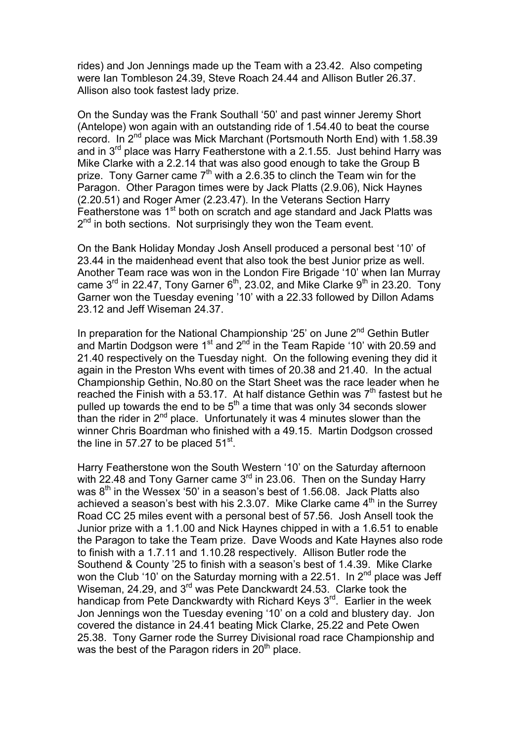rides) and Jon Jennings made up the Team with a 23.42. Also competing were Ian Tombleson 24.39, Steve Roach 24.44 and Allison Butler 26.37. Allison also took fastest lady prize.

On the Sunday was the Frank Southall '50' and past winner Jeremy Short (Antelope) won again with an outstanding ride of 1.54.40 to beat the course record. In 2nd place was Mick Marchant (Portsmouth North End) with 1.58.39 and in 3rd place was Harry Featherstone with a 2.1.55. Just behind Harry was Mike Clarke with a 2.2.14 that was also good enough to take the Group B prize. Tony Garner came 7th with a 2.6.35 to clinch the Team win for the Paragon. Other Paragon times were by Jack Platts (2.9.06), Nick Haynes (2.20.51) and Roger Amer (2.23.47). In the Veterans Section Harry Featherstone was 1st both on scratch and age standard and Jack Platts was 2nd in both sections. Not surprisingly they won the Team event.

On the Bank Holiday Monday Josh Ansell produced a personal best '10' of 23.44 in the maidenhead event that also took the best Junior prize as well. Another Team race was won in the London Fire Brigade '10' when Ian Murray came 3rd in 22.47, Tony Garner 6th, 23.02, and Mike Clarke 9th in 23.20. Tony Garner won the Tuesday evening '10' with a 22.33 followed by Dillon Adams 23.12 and Jeff Wiseman 24.37.

In preparation for the National Championship '25' on June 2nd Gethin Butler and Martin Dodgson were 1st and 2nd in the Team Rapide '10' with 20.59 and 21.40 respectively on the Tuesday night. On the following evening they did it again in the Preston Whs event with times of 20.38 and 21.40. In the actual Championship Gethin, No.80 on the Start Sheet was the race leader when he reached the Finish with a 53.17. At half distance Gethin was 7th fastest but he pulled up towards the end to be 5th a time that was only 34 seconds slower than the rider in 2nd place. Unfortunately it was 4 minutes slower than the winner Chris Boardman who finished with a 49.15. Martin Dodgson crossed the line in 57.27 to be placed 51st.

Harry Featherstone won the South Western '10' on the Saturday afternoon with 22.48 and Tony Garner came 3rd in 23.06. Then on the Sunday Harry was 8th in the Wessex '50' in a season's best of 1.56.08. Jack Platts also achieved a season's best with his 2.3.07. Mike Clarke came 4th in the Surrey Road CC 25 miles event with a personal best of 57.56. Josh Ansell took the Junior prize with a 1.1.00 and Nick Haynes chipped in with a 1.6.51 to enable the Paragon to take the Team prize. Dave Woods and Kate Haynes also rode to finish with a 1.7.11 and 1.10.28 respectively. Allison Butler rode the Southend & County '25 to finish with a season's best of 1.4.39. Mike Clarke won the Club '10' on the Saturday morning with a 22.51. In 2nd place was Jeff Wiseman, 24.29, and 3rd was Pete Danckwardt 24.53. Clarke took the handicap from Pete Danckwardty with Richard Keys 3rd. Earlier in the week Jon Jennings won the Tuesday evening '10' on a cold and blustery day. Jon covered the distance in 24.41 beating Mick Clarke, 25.22 and Pete Owen 25.38. Tony Garner rode the Surrey Divisional road race Championship and was the best of the Paragon riders in 20th place.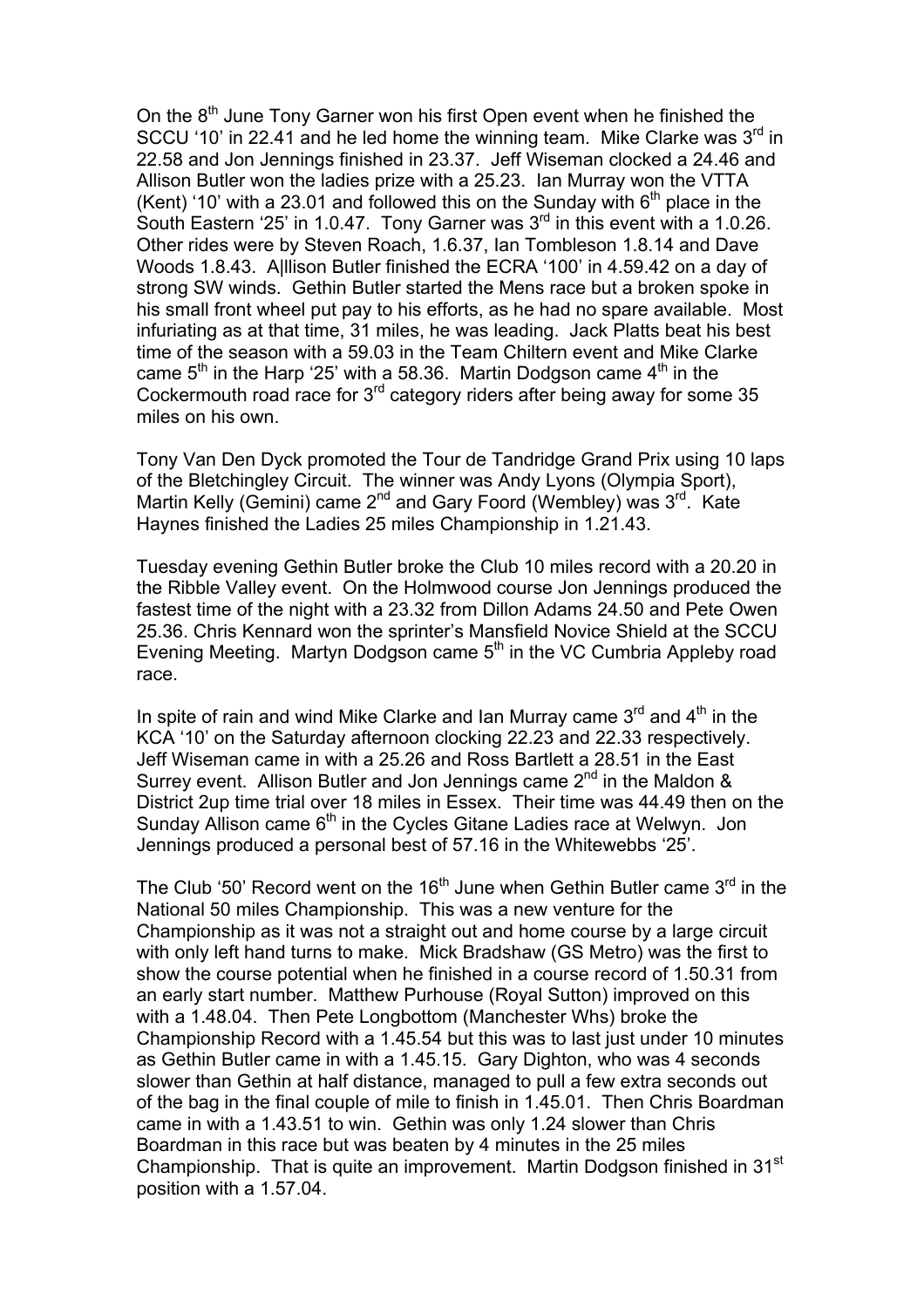On the 8th June Tony Garner won his first Open event when he finished the SCCU '10' in 22.41 and he led home the winning team. Mike Clarke was 3rd in 22.58 and Jon Jennings finished in 23.37. Jeff Wiseman clocked a 24.46 and Allison Butler won the ladies prize with a 25.23. Ian Murray won the VTTA (Kent) '10' with a 23.01 and followed this on the Sunday with 6th place in the South Eastern '25' in 1.0.47. Tony Garner was 3rd in this event with a 1.0.26. Other rides were by Steven Roach, 1.6.37, Ian Tombleson 1.8.14 and Dave Woods 1.8.43. A|llison Butler finished the ECRA '100' in 4.59.42 on a day of strong SW winds. Gethin Butler started the Mens race but a broken spoke in his small front wheel put pay to his efforts, as he had no spare available. Most infuriating as at that time, 31 miles, he was leading. Jack Platts beat his best time of the season with a 59.03 in the Team Chiltern event and Mike Clarke came 5th in the Harp '25' with a 58.36. Martin Dodgson came 4th in the Cockermouth road race for 3rd category riders after being away for some 35 miles on his own.

Tony Van Den Dyck promoted the Tour de Tandridge Grand Prix using 10 laps of the Bletchingley Circuit. The winner was Andy Lyons (Olympia Sport), Martin Kelly (Gemini) came 2nd and Gary Foord (Wembley) was 3rd. Kate Haynes finished the Ladies 25 miles Championship in 1.21.43.

Tuesday evening Gethin Butler broke the Club 10 miles record with a 20.20 in the Ribble Valley event. On the Holmwood course Jon Jennings produced the fastest time of the night with a 23.32 from Dillon Adams 24.50 and Pete Owen 25.36. Chris Kennard won the sprinter's Mansfield Novice Shield at the SCCU Evening Meeting. Martyn Dodgson came 5th in the VC Cumbria Appleby road race.

In spite of rain and wind Mike Clarke and Ian Murray came 3rd and 4th in the KCA '10' on the Saturday afternoon clocking 22.23 and 22.33 respectively. Jeff Wiseman came in with a 25.26 and Ross Bartlett a 28.51 in the East Surrey event. Allison Butler and Jon Jennings came 2nd in the Maldon & District 2up time trial over 18 miles in Essex. Their time was 44.49 then on the Sunday Allison came 6th in the Cycles Gitane Ladies race at Welwyn. Jon Jennings produced a personal best of 57.16 in the Whitewebbs '25'.

The Club '50' Record went on the 16th June when Gethin Butler came 3rd in the National 50 miles Championship. This was a new venture for the Championship as it was not a straight out and home course by a large circuit with only left hand turns to make. Mick Bradshaw (GS Metro) was the first to show the course potential when he finished in a course record of 1.50.31 from an early start number. Matthew Purhouse (Royal Sutton) improved on this with a 1.48.04. Then Pete Longbottom (Manchester Whs) broke the Championship Record with a 1.45.54 but this was to last just under 10 minutes as Gethin Butler came in with a 1.45.15. Gary Dighton, who was 4 seconds slower than Gethin at half distance, managed to pull a few extra seconds out of the bag in the final couple of mile to finish in 1.45.01. Then Chris Boardman came in with a 1.43.51 to win. Gethin was only 1.24 slower than Chris Boardman in this race but was beaten by 4 minutes in the 25 miles Championship. That is quite an improvement. Martin Dodgson finished in 31st position with a 1.57.04.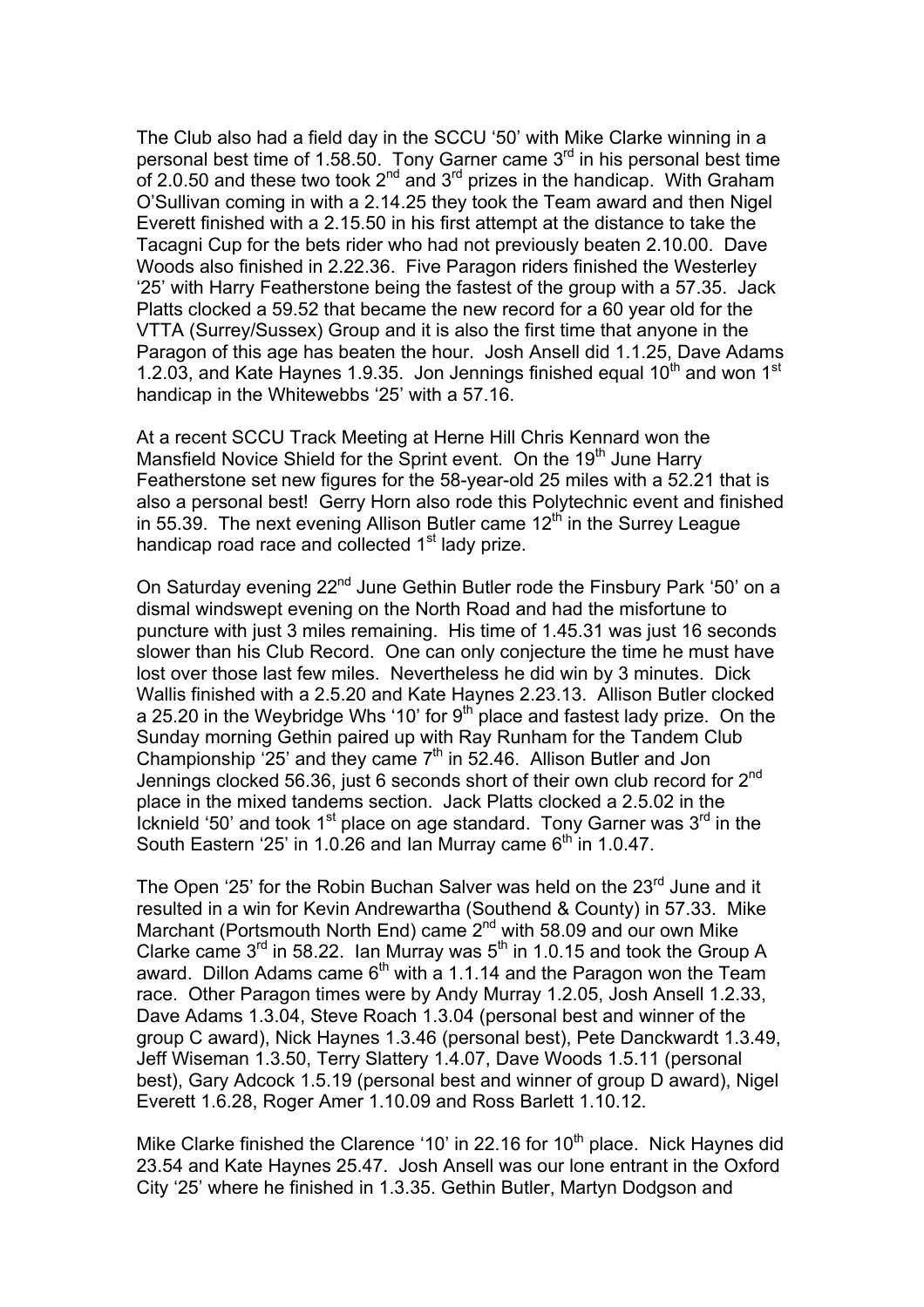The Club also had a field day in the SCCU '50' with Mike Clarke winning in a personal best time of 1.58.50. Tony Garner came 3rd in his personal best time of 2.0.50 and these two took 2nd and 3rd prizes in the handicap. With Graham O'Sullivan coming in with a 2.14.25 they took the Team award and then Nigel Everett finished with a 2.15.50 in his first attempt at the distance to take the Tacagni Cup for the bets rider who had not previously beaten 2.10.00. Dave Woods also finished in 2.22.36. Five Paragon riders finished the Westerley '25' with Harry Featherstone being the fastest of the group with a 57.35. Jack Platts clocked a 59.52 that became the new record for a 60 year old for the VTTA (Surrey/Sussex) Group and it is also the first time that anyone in the Paragon of this age has beaten the hour. Josh Ansell did 1.1.25, Dave Adams 1.2.03, and Kate Haynes 1.9.35. Jon Jennings finished equal 10th and won 1st handicap in the Whitewebbs '25' with a 57.16.

At a recent SCCU Track Meeting at Herne Hill Chris Kennard won the Mansfield Novice Shield for the Sprint event. On the 19th June Harry Featherstone set new figures for the 58-year-old 25 miles with a 52.21 that is also a personal best! Gerry Horn also rode this Polytechnic event and finished in 55.39. The next evening Allison Butler came 12th in the Surrey League handicap road race and collected 1st lady prize.

On Saturday evening 22nd June Gethin Butler rode the Finsbury Park '50' on a dismal windswept evening on the North Road and had the misfortune to puncture with just 3 miles remaining. His time of 1.45.31 was just 16 seconds slower than his Club Record. One can only conjecture the time he must have lost over those last few miles. Nevertheless he did win by 3 minutes. Dick Wallis finished with a 2.5.20 and Kate Haynes 2.23.13. Allison Butler clocked a 25.20 in the Weybridge Whs '10' for 9th place and fastest lady prize. On the Sunday morning Gethin paired up with Ray Runham for the Tandem Club Championship '25' and they came 7th in 52.46. Allison Butler and Jon Jennings clocked 56.36, just 6 seconds short of their own club record for 2nd place in the mixed tandems section. Jack Platts clocked a 2.5.02 in the Icknield '50' and took 1st place on age standard. Tony Garner was 3rd in the South Eastern '25' in 1.0.26 and Ian Murray came 6th in 1.0.47.

The Open '25' for the Robin Buchan Salver was held on the 23rd June and it resulted in a win for Kevin Andrewartha (Southend & County) in 57.33. Mike Marchant (Portsmouth North End) came 2nd with 58.09 and our own Mike Clarke came 3rd in 58.22. Ian Murray was 5th in 1.0.15 and took the Group A award. Dillon Adams came 6th with a 1.1.14 and the Paragon won the Team race. Other Paragon times were by Andy Murray 1.2.05, Josh Ansell 1.2.33, Dave Adams 1.3.04, Steve Roach 1.3.04 (personal best and winner of the group C award), Nick Haynes 1.3.46 (personal best), Pete Danckwardt 1.3.49, Jeff Wiseman 1.3.50, Terry Slattery 1.4.07, Dave Woods 1.5.11 (personal best), Gary Adcock 1.5.19 (personal best and winner of group D award), Nigel Everett 1.6.28, Roger Amer 1.10.09 and Ross Barlett 1.10.12.

Mike Clarke finished the Clarence '10' in 22.16 for 10th place. Nick Haynes did 23.54 and Kate Haynes 25.47. Josh Ansell was our lone entrant in the Oxford City '25' where he finished in 1.3.35. Gethin Butler, Martyn Dodgson and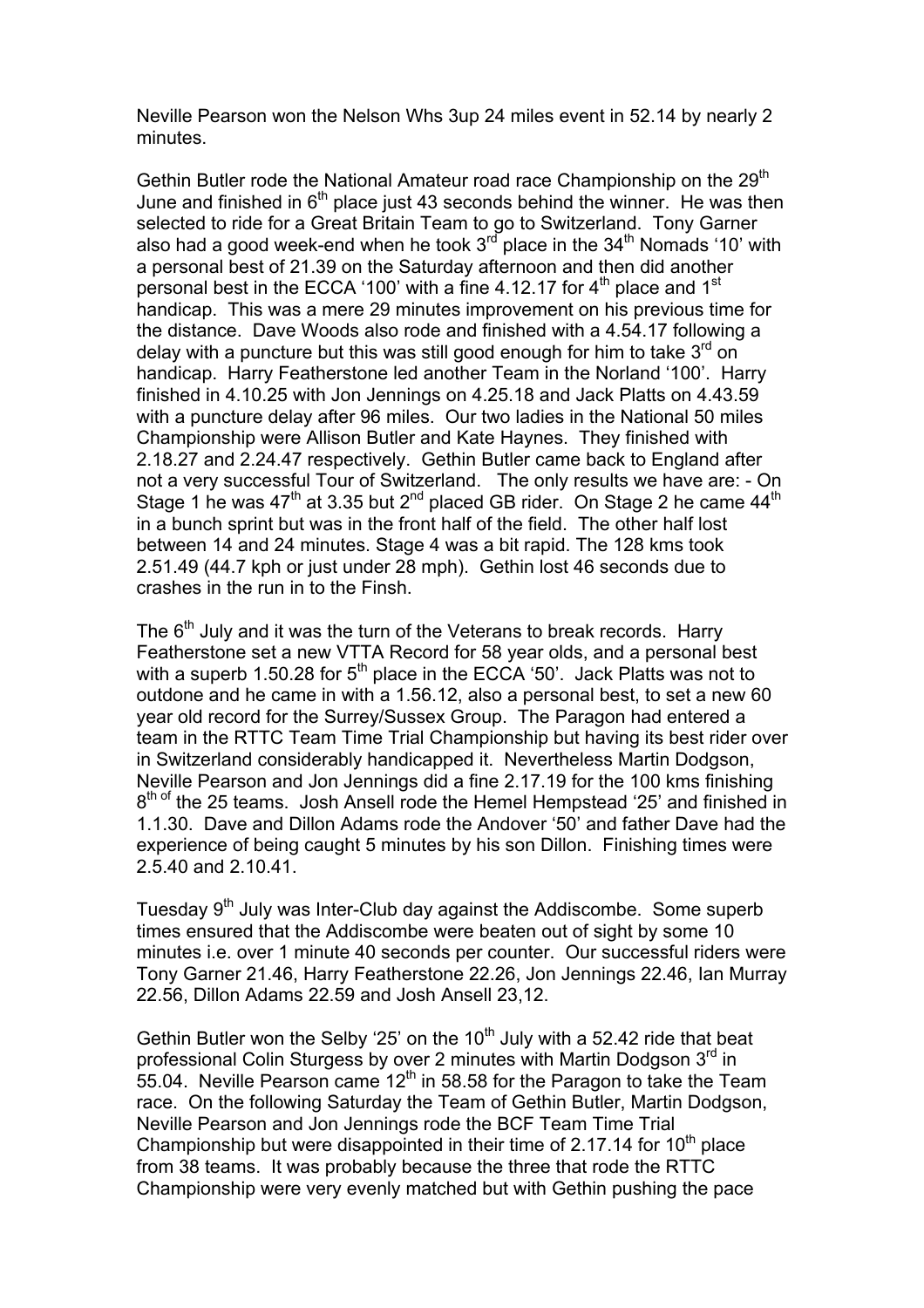Neville Pearson won the Nelson Whs 3up 24 miles event in 52.14 by nearly 2 minutes.

Gethin Butler rode the National Amateur road race Championship on the 29th June and finished in 6th place just 43 seconds behind the winner. He was then selected to ride for a Great Britain Team to go to Switzerland. Tony Garner also had a good week-end when he took 3rd place in the 34th Nomads '10' with a personal best of 21.39 on the Saturday afternoon and then did another personal best in the ECCA '100' with a fine 4.12.17 for 4th place and 1st handicap. This was a mere 29 minutes improvement on his previous time for the distance. Dave Woods also rode and finished with a 4.54.17 following a delay with a puncture but this was still good enough for him to take 3rd on handicap. Harry Featherstone led another Team in the Norland '100'. Harry finished in 4.10.25 with Jon Jennings on 4.25.18 and Jack Platts on 4.43.59 with a puncture delay after 96 miles. Our two ladies in the National 50 miles Championship were Allison Butler and Kate Haynes. They finished with 2.18.27 and 2.24.47 respectively. Gethin Butler came back to England after not a very successful Tour of Switzerland. The only results we have are: - On Stage 1 he was 47th at 3.35 but 2nd placed GB rider. On Stage 2 he came 44th in a bunch sprint but was in the front half of the field. The other half lost between 14 and 24 minutes. Stage 4 was a bit rapid. The 128 kms took 2.51.49 (44.7 kph or just under 28 mph). Gethin lost 46 seconds due to crashes in the run in to the Finsh.

The 6th July and it was the turn of the Veterans to break records. Harry Featherstone set a new VTTA Record for 58 year olds, and a personal best with a superb 1.50.28 for 5th place in the ECCA '50'. Jack Platts was not to outdone and he came in with a 1.56.12, also a personal best, to set a new 60 year old record for the Surrey/Sussex Group. The Paragon had entered a team in the RTTC Team Time Trial Championship but having its best rider over in Switzerland considerably handicapped it. Nevertheless Martin Dodgson, Neville Pearson and Jon Jennings did a fine 2.17.19 for the 100 kms finishing 8th of the 25 teams. Josh Ansell rode the Hemel Hempstead '25' and finished in 1.1.30. Dave and Dillon Adams rode the Andover '50' and father Dave had the experience of being caught 5 minutes by his son Dillon. Finishing times were 2.5.40 and 2.10.41.

Tuesday 9th July was Inter-Club day against the Addiscombe. Some superb times ensured that the Addiscombe were beaten out of sight by some 10 minutes i.e. over 1 minute 40 seconds per counter. Our successful riders were Tony Garner 21.46, Harry Featherstone 22.26, Jon Jennings 22.46, Ian Murray 22.56, Dillon Adams 22.59 and Josh Ansell 23,12.

Gethin Butler won the Selby '25' on the 10th July with a 52.42 ride that beat professional Colin Sturgess by over 2 minutes with Martin Dodgson 3rd in 55.04. Neville Pearson came 12th in 58.58 for the Paragon to take the Team race. On the following Saturday the Team of Gethin Butler, Martin Dodgson, Neville Pearson and Jon Jennings rode the BCF Team Time Trial Championship but were disappointed in their time of 2.17.14 for 10th place from 38 teams. It was probably because the three that rode the RTTC Championship were very evenly matched but with Gethin pushing the pace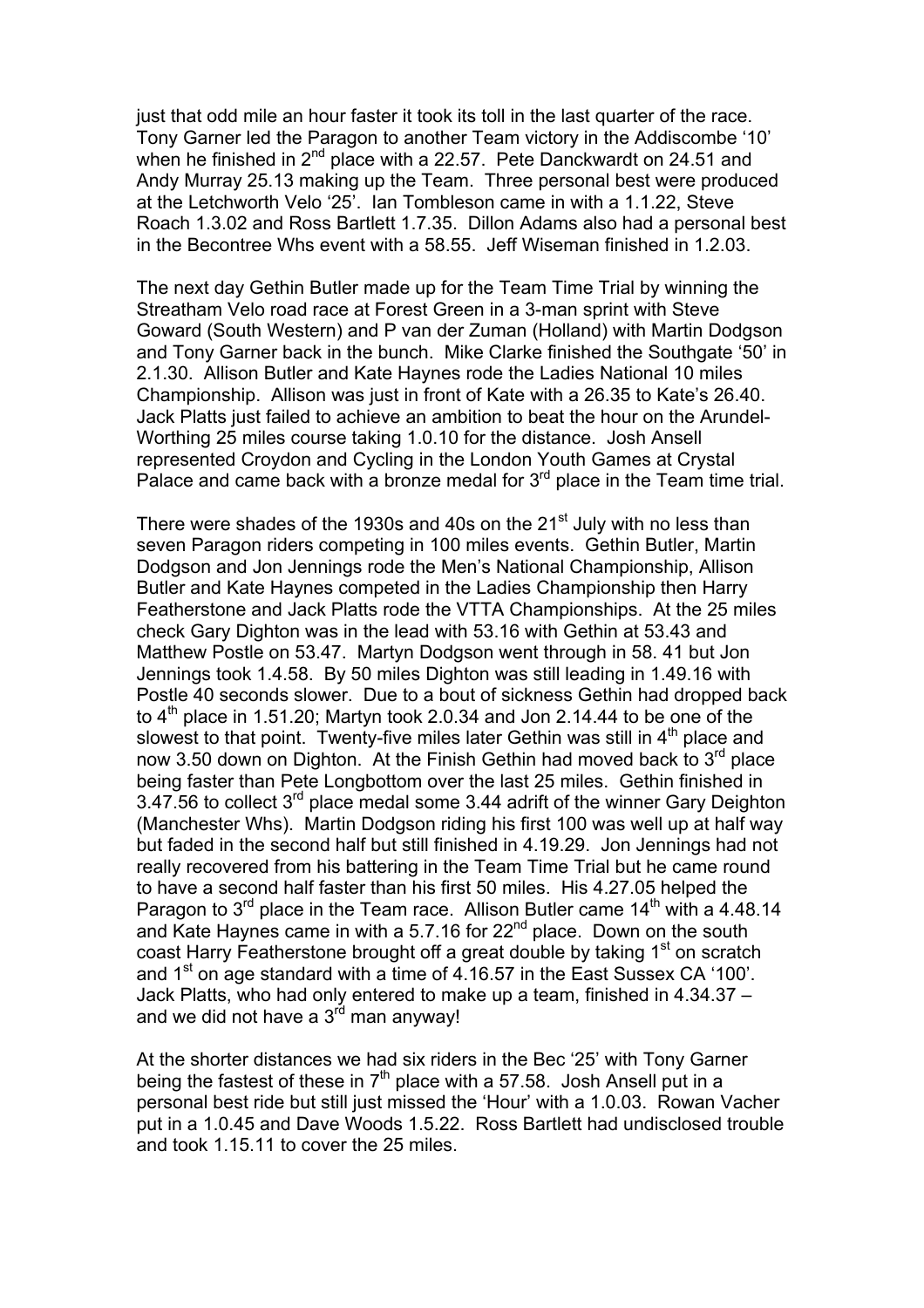just that odd mile an hour faster it took its toll in the last quarter of the race. Tony Garner led the Paragon to another Team victory in the Addiscombe '10' when he finished in 2nd place with a 22.57. Pete Danckwardt on 24.51 and Andy Murray 25.13 making up the Team. Three personal best were produced at the Letchworth Velo '25'. Ian Tombleson came in with a 1.1.22, Steve Roach 1.3.02 and Ross Bartlett 1.7.35. Dillon Adams also had a personal best in the Becontree Whs event with a 58.55. Jeff Wiseman finished in 1.2.03.

The next day Gethin Butler made up for the Team Time Trial by winning the Streatham Velo road race at Forest Green in a 3-man sprint with Steve Goward (South Western) and P van der Zuman (Holland) with Martin Dodgson and Tony Garner back in the bunch. Mike Clarke finished the Southgate '50' in 2.1.30. Allison Butler and Kate Haynes rode the Ladies National 10 miles Championship. Allison was just in front of Kate with a 26.35 to Kate's 26.40. Jack Platts just failed to achieve an ambition to beat the hour on the Arundel-Worthing 25 miles course taking 1.0.10 for the distance. Josh Ansell represented Croydon and Cycling in the London Youth Games at Crystal Palace and came back with a bronze medal for 3rd place in the Team time trial.

There were shades of the 1930s and 40s on the 21st July with no less than seven Paragon riders competing in 100 miles events. Gethin Butler, Martin Dodgson and Jon Jennings rode the Men's National Championship, Allison Butler and Kate Haynes competed in the Ladies Championship then Harry Featherstone and Jack Platts rode the VTTA Championships. At the 25 miles check Gary Dighton was in the lead with 53.16 with Gethin at 53.43 and Matthew Postle on 53.47. Martyn Dodgson went through in 58. 41 but Jon Jennings took 1.4.58. By 50 miles Dighton was still leading in 1.49.16 with Postle 40 seconds slower. Due to a bout of sickness Gethin had dropped back to 4th place in 1.51.20; Martyn took 2.0.34 and Jon 2.14.44 to be one of the slowest to that point. Twenty-five miles later Gethin was still in 4th place and now 3.50 down on Dighton. At the Finish Gethin had moved back to 3rd place being faster than Pete Longbottom over the last 25 miles. Gethin finished in 3.47.56 to collect 3rd place medal some 3.44 adrift of the winner Gary Deighton (Manchester Whs). Martin Dodgson riding his first 100 was well up at half way but faded in the second half but still finished in 4.19.29. Jon Jennings had not really recovered from his battering in the Team Time Trial but he came round to have a second half faster than his first 50 miles. His 4.27.05 helped the Paragon to 3rd place in the Team race. Allison Butler came 14th with a 4.48.14 and Kate Haynes came in with a 5.7.16 for 22nd place. Down on the south coast Harry Featherstone brought off a great double by taking 1st on scratch and 1st on age standard with a time of 4.16.57 in the East Sussex CA '100'. Jack Platts, who had only entered to make up a team, finished in 4.34.37 – and we did not have a 3rd man anyway!

At the shorter distances we had six riders in the Bec '25' with Tony Garner being the fastest of these in 7th place with a 57.58. Josh Ansell put in a personal best ride but still just missed the 'Hour' with a 1.0.03. Rowan Vacher put in a 1.0.45 and Dave Woods 1.5.22. Ross Bartlett had undisclosed trouble and took 1.15.11 to cover the 25 miles.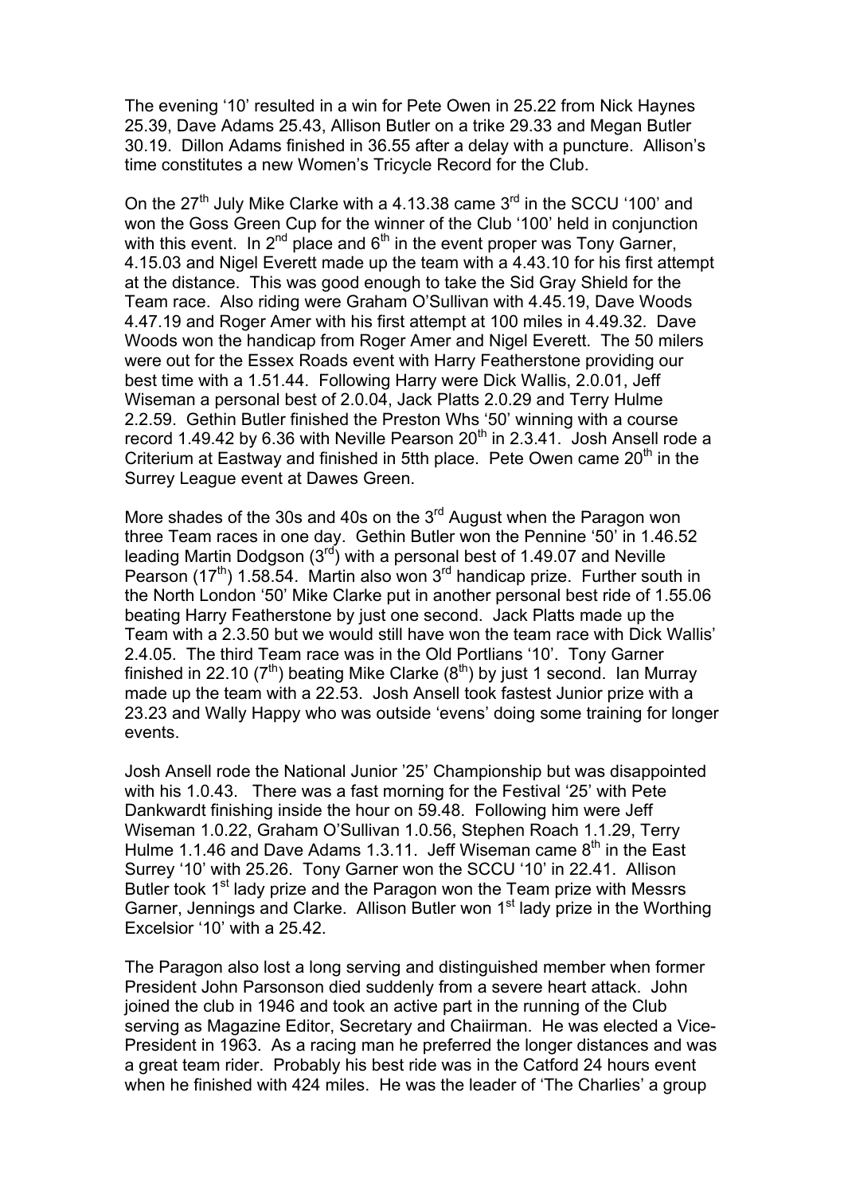The evening '10' resulted in a win for Pete Owen in 25.22 from Nick Haynes 25.39, Dave Adams 25.43, Allison Butler on a trike 29.33 and Megan Butler 30.19. Dillon Adams finished in 36.55 after a delay with a puncture. Allison's time constitutes a new Women's Tricycle Record for the Club.

On the 27th July Mike Clarke with a 4.13.38 came 3rd in the SCCU '100' and won the Goss Green Cup for the winner of the Club '100' held in conjunction with this event. In 2nd place and 6th in the event proper was Tony Garner, 4.15.03 and Nigel Everett made up the team with a 4.43.10 for his first attempt at the distance. This was good enough to take the Sid Gray Shield for the Team race. Also riding were Graham O'Sullivan with 4.45.19, Dave Woods 4.47.19 and Roger Amer with his first attempt at 100 miles in 4.49.32. Dave Woods won the handicap from Roger Amer and Nigel Everett. The 50 milers were out for the Essex Roads event with Harry Featherstone providing our best time with a 1.51.44. Following Harry were Dick Wallis, 2.0.01, Jeff Wiseman a personal best of 2.0.04, Jack Platts 2.0.29 and Terry Hulme 2.2.59. Gethin Butler finished the Preston Whs '50' winning with a course record 1.49.42 by 6.36 with Neville Pearson 20th in 2.3.41. Josh Ansell rode a Criterium at Eastway and finished in 5tth place. Pete Owen came 20th in the Surrey League event at Dawes Green.

More shades of the 30s and 40s on the 3rd August when the Paragon won three Team races in one day. Gethin Butler won the Pennine '50' in 1.46.52 leading Martin Dodgson (3rd) with a personal best of 1.49.07 and Neville Pearson (17th) 1.58.54. Martin also won 3rd handicap prize. Further south in the North London '50' Mike Clarke put in another personal best ride of 1.55.06 beating Harry Featherstone by just one second. Jack Platts made up the Team with a 2.3.50 but we would still have won the team race with Dick Wallis' 2.4.05. The third Team race was in the Old Portlians '10'. Tony Garner finished in 22.10 (7th) beating Mike Clarke (8th) by just 1 second. Ian Murray made up the team with a 22.53. Josh Ansell took fastest Junior prize with a 23.23 and Wally Happy who was outside 'evens' doing some training for longer events.

Josh Ansell rode the National Junior '25' Championship but was disappointed with his 1.0.43. There was a fast morning for the Festival '25' with Pete Dankwardt finishing inside the hour on 59.48. Following him were Jeff Wiseman 1.0.22, Graham O'Sullivan 1.0.56, Stephen Roach 1.1.29, Terry Hulme 1.1.46 and Dave Adams 1.3.11. Jeff Wiseman came 8th in the East Surrey '10' with 25.26. Tony Garner won the SCCU '10' in 22.41. Allison Butler took 1st lady prize and the Paragon won the Team prize with Messrs Garner, Jennings and Clarke. Allison Butler won 1st lady prize in the Worthing Excelsior '10' with a 25.42.

The Paragon also lost a long serving and distinguished member when former President John Parsonson died suddenly from a severe heart attack. John joined the club in 1946 and took an active part in the running of the Club serving as Magazine Editor, Secretary and Chaiirman. He was elected a Vice-President in 1963. As a racing man he preferred the longer distances and was a great team rider. Probably his best ride was in the Catford 24 hours event when he finished with 424 miles. He was the leader of 'The Charlies' a group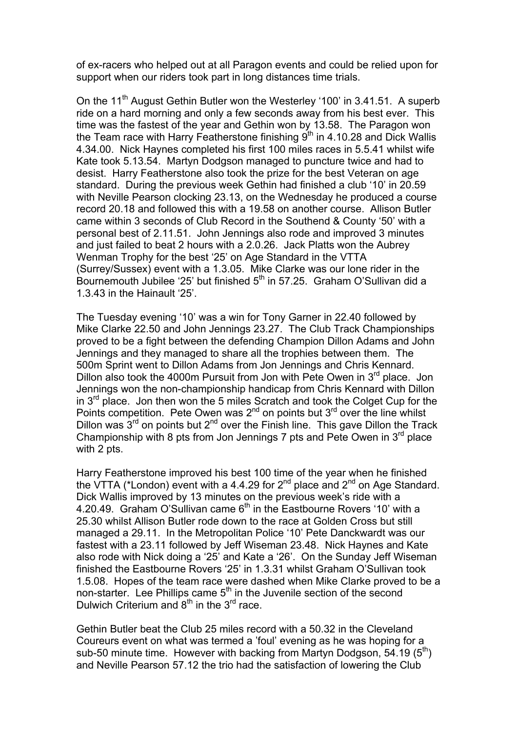of ex-racers who helped out at all Paragon events and could be relied upon for support when our riders took part in long distances time trials.

On the 11th August Gethin Butler won the Westerley '100' in 3.41.51. A superb ride on a hard morning and only a few seconds away from his best ever. This time was the fastest of the year and Gethin won by 13.58. The Paragon won the Team race with Harry Featherstone finishing 9th in 4.10.28 and Dick Wallis 4.34.00. Nick Haynes completed his first 100 miles races in 5.5.41 whilst wife Kate took 5.13.54. Martyn Dodgson managed to puncture twice and had to desist. Harry Featherstone also took the prize for the best Veteran on age standard. During the previous week Gethin had finished a club '10' in 20.59 with Neville Pearson clocking 23.13, on the Wednesday he produced a course record 20.18 and followed this with a 19.58 on another course. Allison Butler came within 3 seconds of Club Record in the Southend & County '50' with a personal best of 2.11.51. John Jennings also rode and improved 3 minutes and just failed to beat 2 hours with a 2.0.26. Jack Platts won the Aubrey Wenman Trophy for the best '25' on Age Standard in the VTTA (Surrey/Sussex) event with a 1.3.05. Mike Clarke was our lone rider in the Bournemouth Jubilee '25' but finished 5th in 57.25. Graham O'Sullivan did a 1.3.43 in the Hainault '25'.

The Tuesday evening '10' was a win for Tony Garner in 22.40 followed by Mike Clarke 22.50 and John Jennings 23.27. The Club Track Championships proved to be a fight between the defending Champion Dillon Adams and John Jennings and they managed to share all the trophies between them. The 500m Sprint went to Dillon Adams from Jon Jennings and Chris Kennard. Dillon also took the 4000m Pursuit from Jon with Pete Owen in 3rd place. Jon Jennings won the non-championship handicap from Chris Kennard with Dillon in 3rd place. Jon then won the 5 miles Scratch and took the Colget Cup for the Points competition. Pete Owen was 2nd on points but 3rd over the line whilst Dillon was 3rd on points but 2nd over the Finish line. This gave Dillon the Track Championship with 8 pts from Jon Jennings 7 pts and Pete Owen in 3rd place with 2 pts.

Harry Featherstone improved his best 100 time of the year when he finished the VTTA (*London) event with a 4.4.29 for 2nd place and 2nd on Age Standard. Dick Wallis improved by 13 minutes on the previous week's ride with a 4.20.49. Graham O'Sullivan came 6th in the Eastbourne Rovers '10' with a 25.30 whilst Allison Butler rode down to the race at Golden Cross but still managed a 29.11. In the Metropolitan Police '10' Pete Danckwardt was our fastest with a 23.11 followed by Jeff Wiseman 23.48. Nick Haynes and Kate also rode with Nick doing a '25' and Kate a '26'. On the Sunday Jeff Wiseman finished the Eastbourne Rovers '25' in 1.3.31 whilst Graham O'Sullivan took 1.5.08. Hopes of the team race were dashed when Mike Clarke proved to be a non-starter. Lee Phillips came 5th in the Juvenile section of the second Dulwich Criterium and 8th in the 3rd race.

Gethin Butler beat the Club 25 miles record with a 50.32 in the Cleveland Coureurs event on what was termed a 'foul' evening as he was hoping for a sub-50 minute time. However with backing from Martyn Dodgson, 54.19 (5th) and Neville Pearson 57.12 the trio had the satisfaction of lowering the Club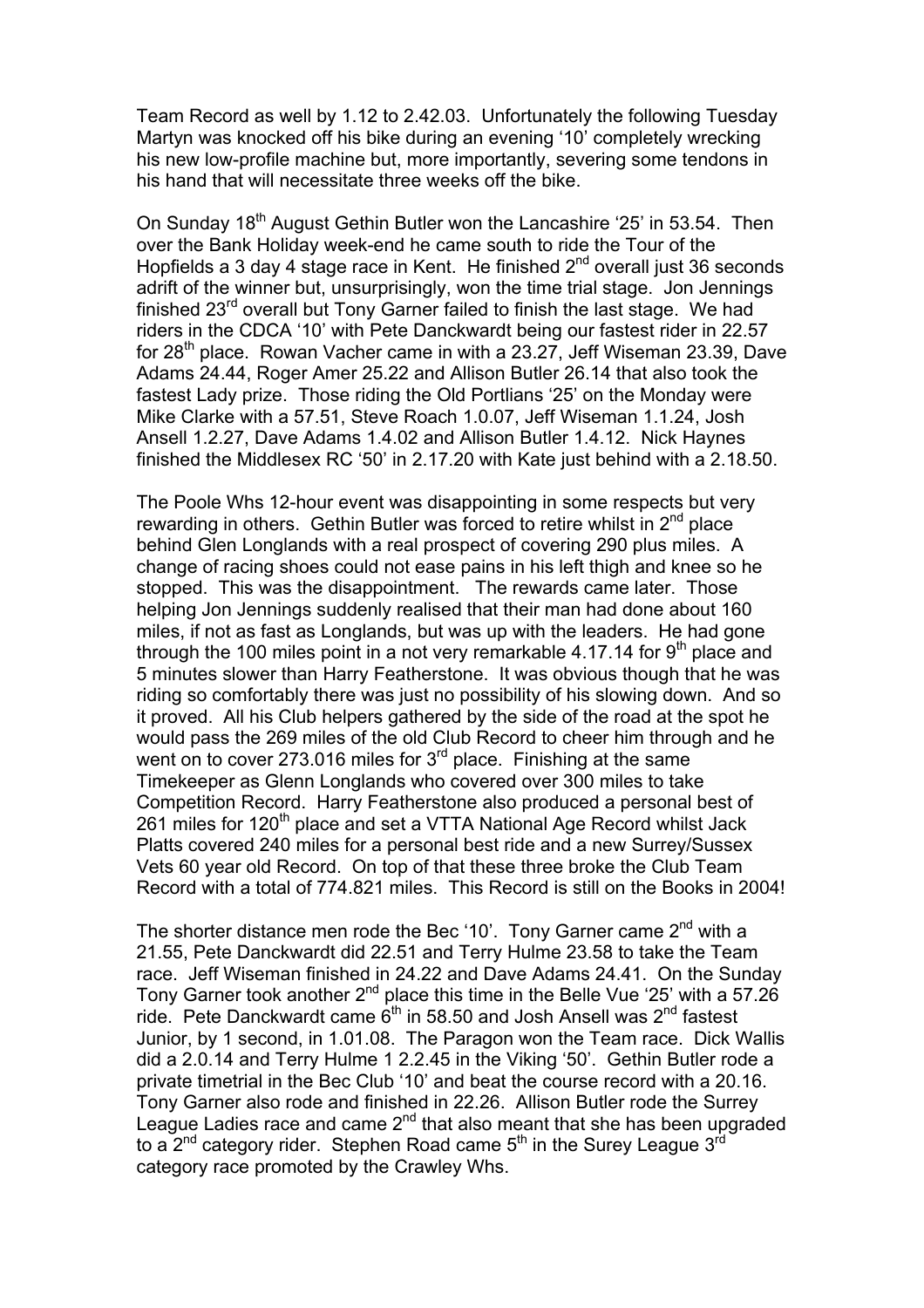Team Record as well by 1.12 to 2.42.03. Unfortunately the following Tuesday Martyn was knocked off his bike during an evening '10' completely wrecking his new low-profile machine but, more importantly, severing some tendons in his hand that will necessitate three weeks off the bike.

On Sunday 18th August Gethin Butler won the Lancashire '25' in 53.54. Then over the Bank Holiday week-end he came south to ride the Tour of the Hopfields a 3 day 4 stage race in Kent. He finished 2nd overall just 36 seconds adrift of the winner but, unsurprisingly, won the time trial stage. Jon Jennings finished 23rd overall but Tony Garner failed to finish the last stage. We had riders in the CDCA '10' with Pete Danckwardt being our fastest rider in 22.57 for 28th place. Rowan Vacher came in with a 23.27, Jeff Wiseman 23.39, Dave Adams 24.44, Roger Amer 25.22 and Allison Butler 26.14 that also took the fastest Lady prize. Those riding the Old Portlians '25' on the Monday were Mike Clarke with a 57.51, Steve Roach 1.0.07, Jeff Wiseman 1.1.24, Josh Ansell 1.2.27, Dave Adams 1.4.02 and Allison Butler 1.4.12. Nick Haynes finished the Middlesex RC '50' in 2.17.20 with Kate just behind with a 2.18.50.

The Poole Whs 12-hour event was disappointing in some respects but very rewarding in others. Gethin Butler was forced to retire whilst in 2nd place behind Glen Longlands with a real prospect of covering 290 plus miles. A change of racing shoes could not ease pains in his left thigh and knee so he stopped. This was the disappointment. The rewards came later. Those helping Jon Jennings suddenly realised that their man had done about 160 miles, if not as fast as Longlands, but was up with the leaders. He had gone through the 100 miles point in a not very remarkable 4.17.14 for 9th place and 5 minutes slower than Harry Featherstone. It was obvious though that he was riding so comfortably there was just no possibility of his slowing down. And so it proved. All his Club helpers gathered by the side of the road at the spot he would pass the 269 miles of the old Club Record to cheer him through and he went on to cover 273.016 miles for 3rd place. Finishing at the same Timekeeper as Glenn Longlands who covered over 300 miles to take Competition Record. Harry Featherstone also produced a personal best of 261 miles for 120th place and set a VTTA National Age Record whilst Jack Platts covered 240 miles for a personal best ride and a new Surrey/Sussex Vets 60 year old Record. On top of that these three broke the Club Team Record with a total of 774.821 miles. This Record is still on the Books in 2004!

The shorter distance men rode the Bec '10'. Tony Garner came 2nd with a 21.55, Pete Danckwardt did 22.51 and Terry Hulme 23.58 to take the Team race. Jeff Wiseman finished in 24.22 and Dave Adams 24.41. On the Sunday Tony Garner took another 2nd place this time in the Belle Vue '25' with a 57.26 ride. Pete Danckwardt came 6th in 58.50 and Josh Ansell was 2nd fastest Junior, by 1 second, in 1.01.08. The Paragon won the Team race. Dick Wallis did a 2.0.14 and Terry Hulme 1 2.2.45 in the Viking '50'. Gethin Butler rode a private timetrial in the Bec Club '10' and beat the course record with a 20.16. Tony Garner also rode and finished in 22.26. Allison Butler rode the Surrey League Ladies race and came 2nd that also meant that she has been upgraded to a 2nd category rider. Stephen Road came 5th in the Surey League 3rd category race promoted by the Crawley Whs.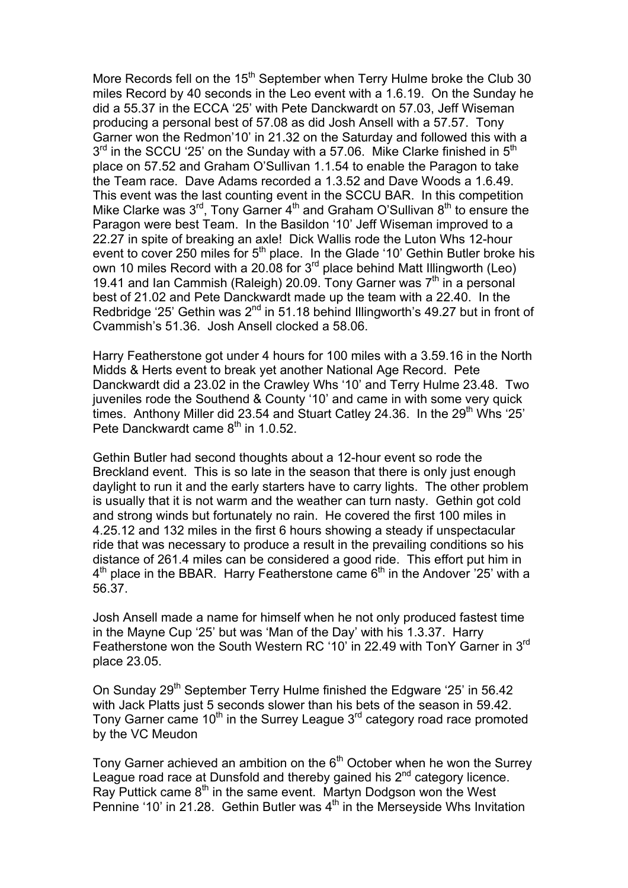More Records fell on the 15th September when Terry Hulme broke the Club 30 miles Record by 40 seconds in the Leo event with a 1.6.19. On the Sunday he did a 55.37 in the ECCA '25' with Pete Danckwardt on 57.03, Jeff Wiseman producing a personal best of 57.08 as did Josh Ansell with a 57.57. Tony Garner won the Redmon'10' in 21.32 on the Saturday and followed this with a 3rd in the SCCU '25' on the Sunday with a 57.06. Mike Clarke finished in 5th place on 57.52 and Graham O'Sullivan 1.1.54 to enable the Paragon to take the Team race. Dave Adams recorded a 1.3.52 and Dave Woods a 1.6.49. This event was the last counting event in the SCCU BAR. In this competition Mike Clarke was 3rd, Tony Garner 4th and Graham O'Sullivan 8th to ensure the Paragon were best Team. In the Basildon '10' Jeff Wiseman improved to a 22.27 in spite of breaking an axle! Dick Wallis rode the Luton Whs 12-hour event to cover 250 miles for 5th place. In the Glade '10' Gethin Butler broke his own 10 miles Record with a 20.08 for 3rd place behind Matt Illingworth (Leo) 19.41 and Ian Cammish (Raleigh) 20.09. Tony Garner was 7th in a personal best of 21.02 and Pete Danckwardt made up the team with a 22.40. In the Redbridge '25' Gethin was 2nd in 51.18 behind Illingworth's 49.27 but in front of Cvammish's 51.36. Josh Ansell clocked a 58.06.

Harry Featherstone got under 4 hours for 100 miles with a 3.59.16 in the North Midds & Herts event to break yet another National Age Record. Pete Danckwardt did a 23.02 in the Crawley Whs '10' and Terry Hulme 23.48. Two juveniles rode the Southend & County '10' and came in with some very quick times. Anthony Miller did 23.54 and Stuart Catley 24.36. In the 29th Whs '25' Pete Danckwardt came 8th in 1.0.52.

Gethin Butler had second thoughts about a 12-hour event so rode the Breckland event. This is so late in the season that there is only just enough daylight to run it and the early starters have to carry lights. The other problem is usually that it is not warm and the weather can turn nasty. Gethin got cold and strong winds but fortunately no rain. He covered the first 100 miles in 4.25.12 and 132 miles in the first 6 hours showing a steady if unspectacular ride that was necessary to produce a result in the prevailing conditions so his distance of 261.4 miles can be considered a good ride. This effort put him in 4th place in the BBAR. Harry Featherstone came 6th in the Andover '25' with a 56.37.

Josh Ansell made a name for himself when he not only produced fastest time in the Mayne Cup '25' but was 'Man of the Day' with his 1.3.37. Harry Featherstone won the South Western RC '10' in 22.49 with TonY Garner in 3rd place 23.05.

On Sunday 29th September Terry Hulme finished the Edgware '25' in 56.42 with Jack Platts just 5 seconds slower than his bets of the season in 59.42. Tony Garner came 10th in the Surrey League 3rd category road race promoted by the VC Meudon

Tony Garner achieved an ambition on the 6th October when he won the Surrey League road race at Dunsfold and thereby gained his 2nd category licence. Ray Puttick came 8th in the same event. Martyn Dodgson won the West Pennine '10' in 21.28. Gethin Butler was 4th in the Merseyside Whs Invitation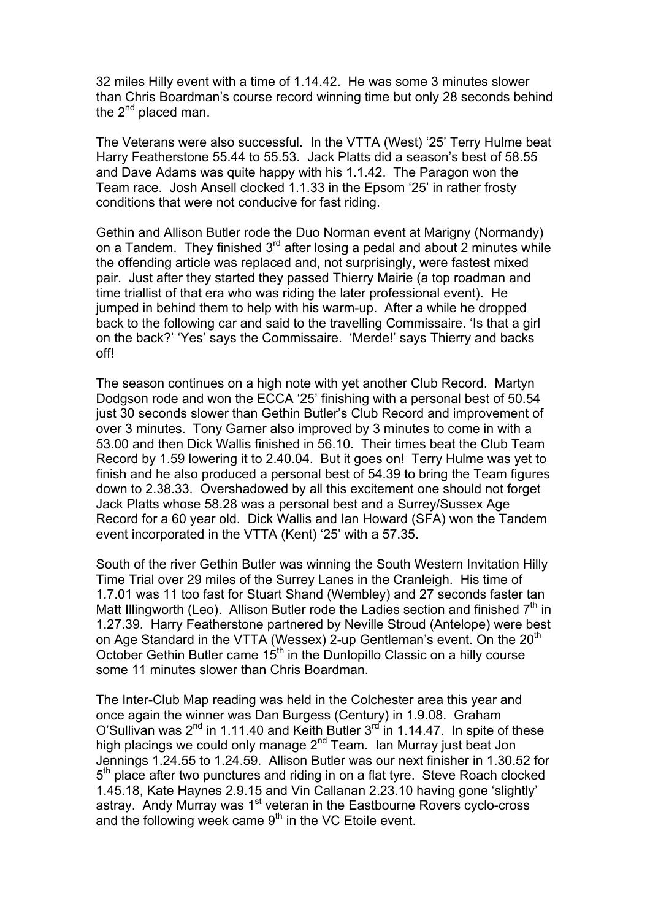32 miles Hilly event with a time of 1.14.42. He was some 3 minutes slower than Chris Boardman's course record winning time but only 28 seconds behind the 2nd placed man.

The Veterans were also successful. In the VTTA (West) '25' Terry Hulme beat Harry Featherstone 55.44 to 55.53. Jack Platts did a season's best of 58.55 and Dave Adams was quite happy with his 1.1.42. The Paragon won the Team race. Josh Ansell clocked 1.1.33 in the Epsom '25' in rather frosty conditions that were not conducive for fast riding.

Gethin and Allison Butler rode the Duo Norman event at Marigny (Normandy) on a Tandem. They finished 3rd after losing a pedal and about 2 minutes while the offending article was replaced and, not surprisingly, were fastest mixed pair. Just after they started they passed Thierry Mairie (a top roadman and time triallist of that era who was riding the later professional event). He jumped in behind them to help with his warm-up. After a while he dropped back to the following car and said to the travelling Commissaire. 'Is that a girl on the back?' 'Yes' says the Commissaire. 'Merde!' says Thierry and backs off!

The season continues on a high note with yet another Club Record. Martyn Dodgson rode and won the ECCA '25' finishing with a personal best of 50.54 just 30 seconds slower than Gethin Butler's Club Record and improvement of over 3 minutes. Tony Garner also improved by 3 minutes to come in with a 53.00 and then Dick Wallis finished in 56.10. Their times beat the Club Team Record by 1.59 lowering it to 2.40.04. But it goes on! Terry Hulme was yet to finish and he also produced a personal best of 54.39 to bring the Team figures down to 2.38.33. Overshadowed by all this excitement one should not forget Jack Platts whose 58.28 was a personal best and a Surrey/Sussex Age Record for a 60 year old. Dick Wallis and Ian Howard (SFA) won the Tandem event incorporated in the VTTA (Kent) '25' with a 57.35.

South of the river Gethin Butler was winning the South Western Invitation Hilly Time Trial over 29 miles of the Surrey Lanes in the Cranleigh. His time of 1.7.01 was 11 too fast for Stuart Shand (Wembley) and 27 seconds faster tan Matt Illingworth (Leo). Allison Butler rode the Ladies section and finished 7th in 1.27.39. Harry Featherstone partnered by Neville Stroud (Antelope) were best on Age Standard in the VTTA (Wessex) 2-up Gentleman's event. On the 20th October Gethin Butler came 15th in the Dunlopillo Classic on a hilly course some 11 minutes slower than Chris Boardman.

The Inter-Club Map reading was held in the Colchester area this year and once again the winner was Dan Burgess (Century) in 1.9.08. Graham O'Sullivan was 2nd in 1.11.40 and Keith Butler 3rd in 1.14.47. In spite of these high placings we could only manage 2nd Team. Ian Murray just beat Jon Jennings 1.24.55 to 1.24.59. Allison Butler was our next finisher in 1.30.52 for 5th place after two punctures and riding in on a flat tyre. Steve Roach clocked 1.45.18, Kate Haynes 2.9.15 and Vin Callanan 2.23.10 having gone 'slightly' astray. Andy Murray was 1st veteran in the Eastbourne Rovers cyclo-cross and the following week came 9th in the VC Etoile event.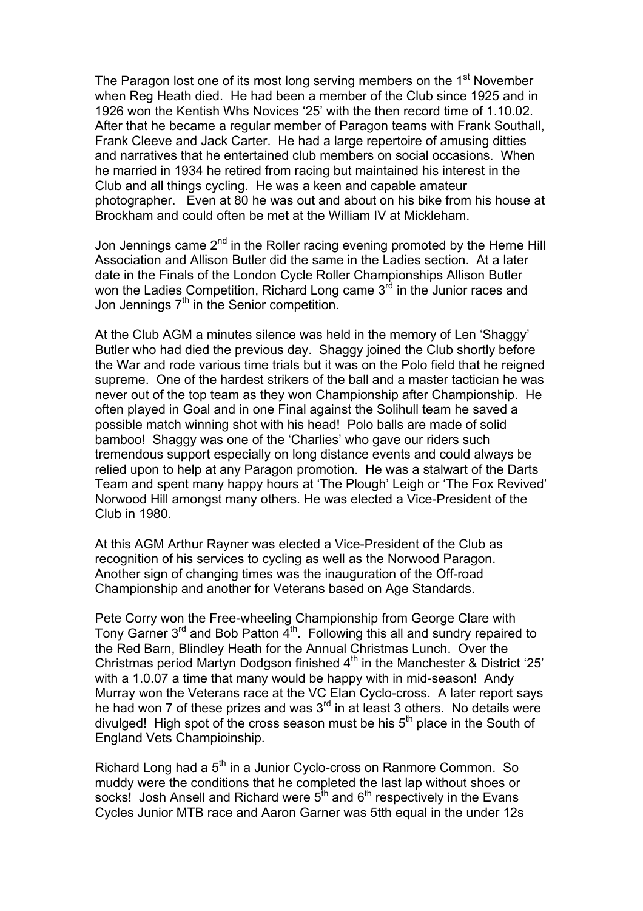The Paragon lost one of its most long serving members on the 1st November when Reg Heath died. He had been a member of the Club since 1925 and in 1926 won the Kentish Whs Novices '25' with the then record time of 1.10.02. After that he became a regular member of Paragon teams with Frank Southall, Frank Cleeve and Jack Carter. He had a large repertoire of amusing ditties and narratives that he entertained club members on social occasions. When he married in 1934 he retired from racing but maintained his interest in the Club and all things cycling. He was a keen and capable amateur photographer. Even at 80 he was out and about on his bike from his house at Brockham and could often be met at the William IV at Mickleham.

Jon Jennings came 2nd in the Roller racing evening promoted by the Herne Hill Association and Allison Butler did the same in the Ladies section. At a later date in the Finals of the London Cycle Roller Championships Allison Butler won the Ladies Competition, Richard Long came 3rd in the Junior races and Jon Jennings 7th in the Senior competition.

At the Club AGM a minutes silence was held in the memory of Len 'Shaggy' Butler who had died the previous day. Shaggy joined the Club shortly before the War and rode various time trials but it was on the Polo field that he reigned supreme. One of the hardest strikers of the ball and a master tactician he was never out of the top team as they won Championship after Championship. He often played in Goal and in one Final against the Solihull team he saved a possible match winning shot with his head! Polo balls are made of solid bamboo! Shaggy was one of the 'Charlies' who gave our riders such tremendous support especially on long distance events and could always be relied upon to help at any Paragon promotion. He was a stalwart of the Darts Team and spent many happy hours at 'The Plough' Leigh or 'The Fox Revived' Norwood Hill amongst many others. He was elected a Vice-President of the Club in 1980.

At this AGM Arthur Rayner was elected a Vice-President of the Club as recognition of his services to cycling as well as the Norwood Paragon. Another sign of changing times was the inauguration of the Off-road Championship and another for Veterans based on Age Standards.

Pete Corry won the Free-wheeling Championship from George Clare with Tony Garner 3rd and Bob Patton 4th. Following this all and sundry repaired to the Red Barn, Blindley Heath for the Annual Christmas Lunch. Over the Christmas period Martyn Dodgson finished 4th in the Manchester & District '25' with a 1.0.07 a time that many would be happy with in mid-season! Andy Murray won the Veterans race at the VC Elan Cyclo-cross. A later report says he had won 7 of these prizes and was 3rd in at least 3 others. No details were divulged! High spot of the cross season must be his 5th place in the South of England Vets Champioinship.

Richard Long had a 5th in a Junior Cyclo-cross on Ranmore Common. So muddy were the conditions that he completed the last lap without shoes or socks! Josh Ansell and Richard were 5th and 6th respectively in the Evans Cycles Junior MTB race and Aaron Garner was 5tth equal in the under 12s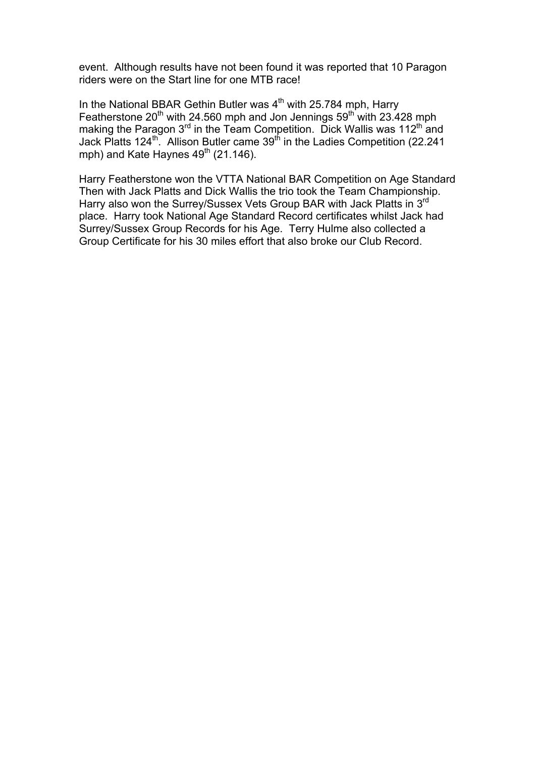event. Although results have not been found it was reported that 10 Paragon riders were on the Start line for one MTB race!

In the National BBAR Gethin Butler was 4th with 25.784 mph, Harry Featherstone 20th with 24.560 mph and Jon Jennings 59th with 23.428 mph making the Paragon 3rd in the Team Competition. Dick Wallis was 112th and Jack Platts 124th. Allison Butler came 39th in the Ladies Competition (22.241 mph) and Kate Haynes 49th (21.146).

Harry Featherstone won the VTTA National BAR Competition on Age Standard Then with Jack Platts and Dick Wallis the trio took the Team Championship. Harry also won the Surrey/Sussex Vets Group BAR with Jack Platts in 3rd place. Harry took National Age Standard Record certificates whilst Jack had Surrey/Sussex Group Records for his Age. Terry Hulme also collected a Group Certificate for his 30 miles effort that also broke our Club Record.